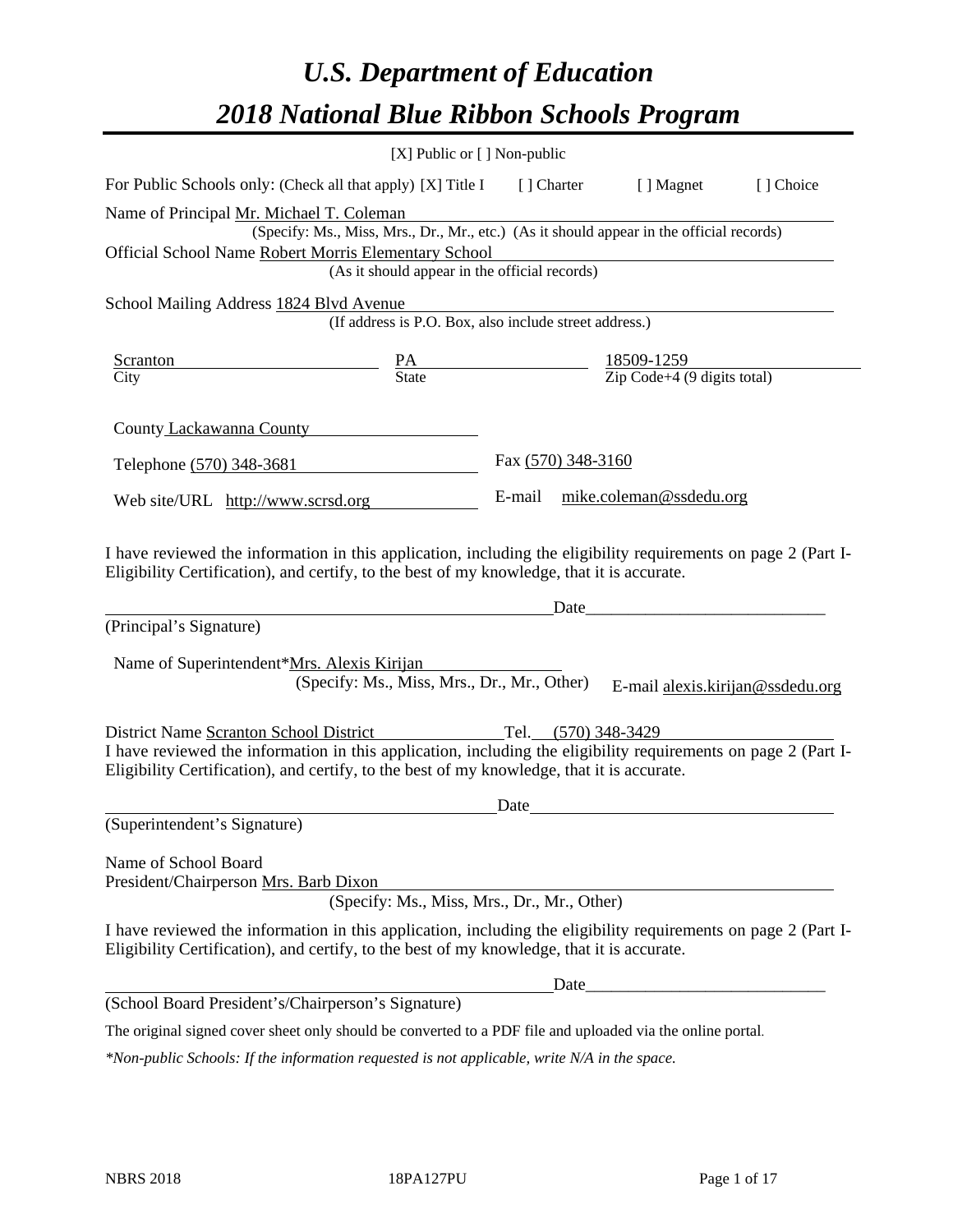# *U.S. Department of Education*

# *2018 National Blue Ribbon Schools Program*

[X] Public or [ ] Non-public

For Public Schools only: (Check all that apply) [X] Title I [ ] Charter [ ] Magnet [ ] Choice

Name of Principal Mr. Michael T. Coleman
(Specify: Ms., Miss, Mrs., Dr., Mr., etc.) (As it should appear in the official records)

Official School Name Robert Morris Elementary School
(As it should appear in the official records)

School Mailing Address 1824 Blvd Avenue
(If address is P.O. Box, also include street address.)

| Scranton | PA | 18509-1259 |
|---|---|---|
| City | State | Zip Code+4 (9 digits total) |

County Lackawanna County

Telephone (570) 348-3681 Fax (570) 348-3160

Web site/URL http://www.scrsd.org E-mail mike.coleman@ssdedu.org

I have reviewed the information in this application, including the eligibility requirements on page 2 (Part I-Eligibility Certification), and certify, to the best of my knowledge, that it is accurate.

_______________________________________________ Date_______________________

(Principal's Signature)

Name of Superintendent*Mrs. Alexis Kirijan
(Specify: Ms., Miss, Mrs., Dr., Mr., Other) E-mail alexis.kirijan@ssdedu.org

District Name Scranton School District Tel. (570) 348-3429

I have reviewed the information in this application, including the eligibility requirements on page 2 (Part I-Eligibility Certification), and certify, to the best of my knowledge, that it is accurate.

_______________________________________________ Date_______________________

(Superintendent's Signature)

Name of School Board
President/Chairperson Mrs. Barb Dixon
(Specify: Ms., Miss, Mrs., Dr., Mr., Other)

I have reviewed the information in this application, including the eligibility requirements on page 2 (Part I-Eligibility Certification), and certify, to the best of my knowledge, that it is accurate.

_______________________________________________ Date_______________________

(School Board President's/Chairperson's Signature)

The original signed cover sheet only should be converted to a PDF file and uploaded via the online portal.

*\*Non-public Schools: If the information requested is not applicable, write N/A in the space.*

NBRS 2018 18PA127PU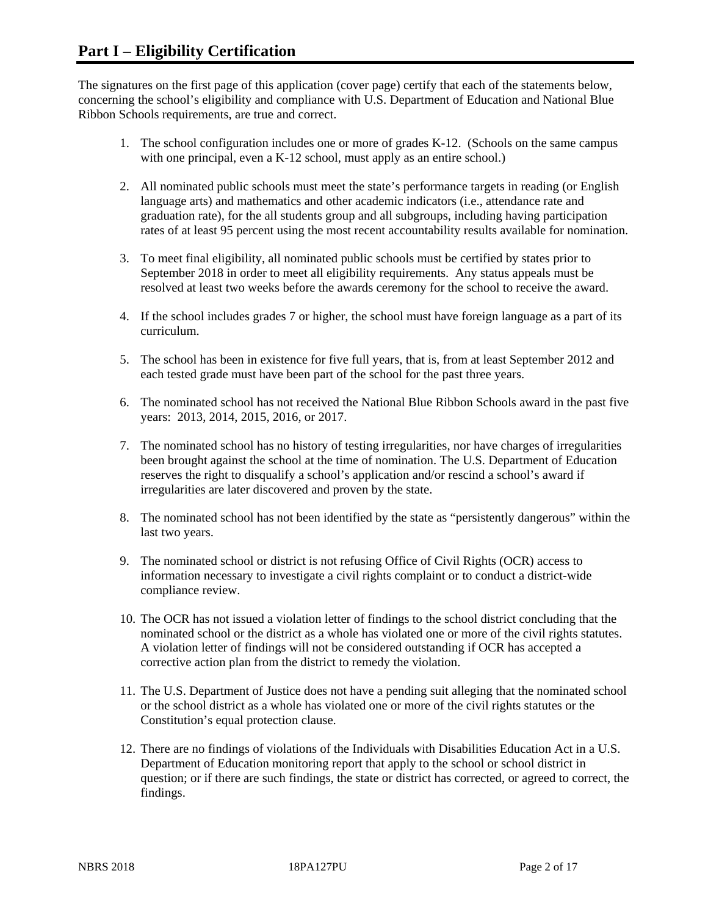# Part I – Eligibility Certification

The signatures on the first page of this application (cover page) certify that each of the statements below, concerning the school's eligibility and compliance with U.S. Department of Education and National Blue Ribbon Schools requirements, are true and correct.

1. The school configuration includes one or more of grades K-12. (Schools on the same campus with one principal, even a K-12 school, must apply as an entire school.)

2. All nominated public schools must meet the state's performance targets in reading (or English language arts) and mathematics and other academic indicators (i.e., attendance rate and graduation rate), for the all students group and all subgroups, including having participation rates of at least 95 percent using the most recent accountability results available for nomination.

3. To meet final eligibility, all nominated public schools must be certified by states prior to September 2018 in order to meet all eligibility requirements. Any status appeals must be resolved at least two weeks before the awards ceremony for the school to receive the award.

4. If the school includes grades 7 or higher, the school must have foreign language as a part of its curriculum.

5. The school has been in existence for five full years, that is, from at least September 2012 and each tested grade must have been part of the school for the past three years.

6. The nominated school has not received the National Blue Ribbon Schools award in the past five years: 2013, 2014, 2015, 2016, or 2017.

7. The nominated school has no history of testing irregularities, nor have charges of irregularities been brought against the school at the time of nomination. The U.S. Department of Education reserves the right to disqualify a school's application and/or rescind a school's award if irregularities are later discovered and proven by the state.

8. The nominated school has not been identified by the state as "persistently dangerous" within the last two years.

9. The nominated school or district is not refusing Office of Civil Rights (OCR) access to information necessary to investigate a civil rights complaint or to conduct a district-wide compliance review.

10. The OCR has not issued a violation letter of findings to the school district concluding that the nominated school or the district as a whole has violated one or more of the civil rights statutes. A violation letter of findings will not be considered outstanding if OCR has accepted a corrective action plan from the district to remedy the violation.

11. The U.S. Department of Justice does not have a pending suit alleging that the nominated school or the school district as a whole has violated one or more of the civil rights statutes or the Constitution's equal protection clause.

12. There are no findings of violations of the Individuals with Disabilities Education Act in a U.S. Department of Education monitoring report that apply to the school or school district in question; or if there are such findings, the state or district has corrected, or agreed to correct, the findings.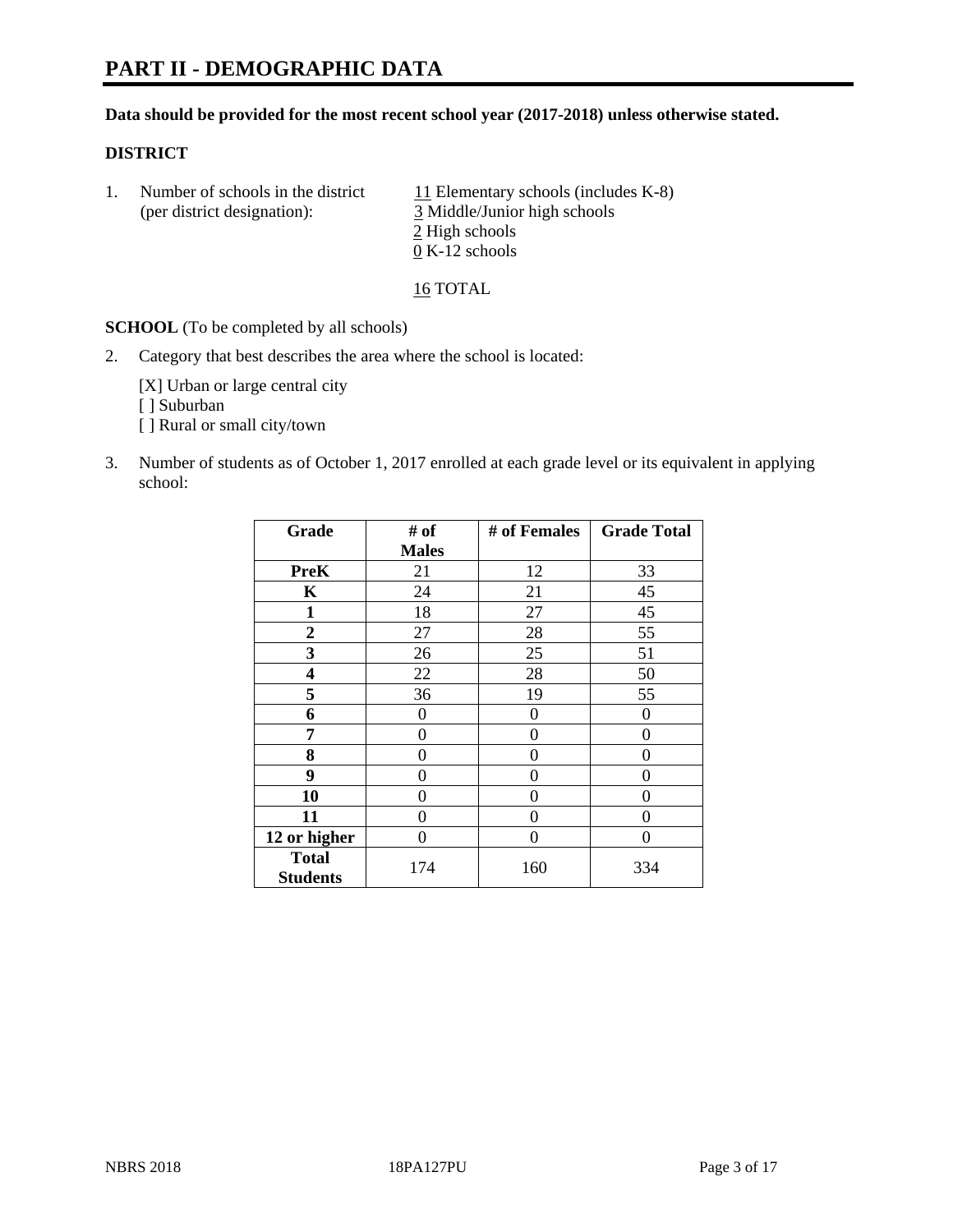# PART II - DEMOGRAPHIC DATA

**Data should be provided for the most recent school year (2017-2018) unless otherwise stated.**

**DISTRICT**

1. Number of schools in the district (per district designation):
   11 Elementary schools (includes K-8)
   3 Middle/Junior high schools
   2 High schools
   0 K-12 schools

   16 TOTAL

**SCHOOL** (To be completed by all schools)

2. Category that best describes the area where the school is located:

   [X] Urban or large central city
   [ ] Suburban
   [ ] Rural or small city/town

3. Number of students as of October 1, 2017 enrolled at each grade level or its equivalent in applying school:

| Grade | # of Males | # of Females | Grade Total |
|---|---|---|---|
| **PreK** | 21 | 12 | 33 |
| **K** | 24 | 21 | 45 |
| **1** | 18 | 27 | 45 |
| **2** | 27 | 28 | 55 |
| **3** | 26 | 25 | 51 |
| **4** | 22 | 28 | 50 |
| **5** | 36 | 19 | 55 |
| **6** | 0 | 0 | 0 |
| **7** | 0 | 0 | 0 |
| **8** | 0 | 0 | 0 |
| **9** | 0 | 0 | 0 |
| **10** | 0 | 0 | 0 |
| **11** | 0 | 0 | 0 |
| **12 or higher** | 0 | 0 | 0 |
| **Total Students** | 174 | 160 | 334 |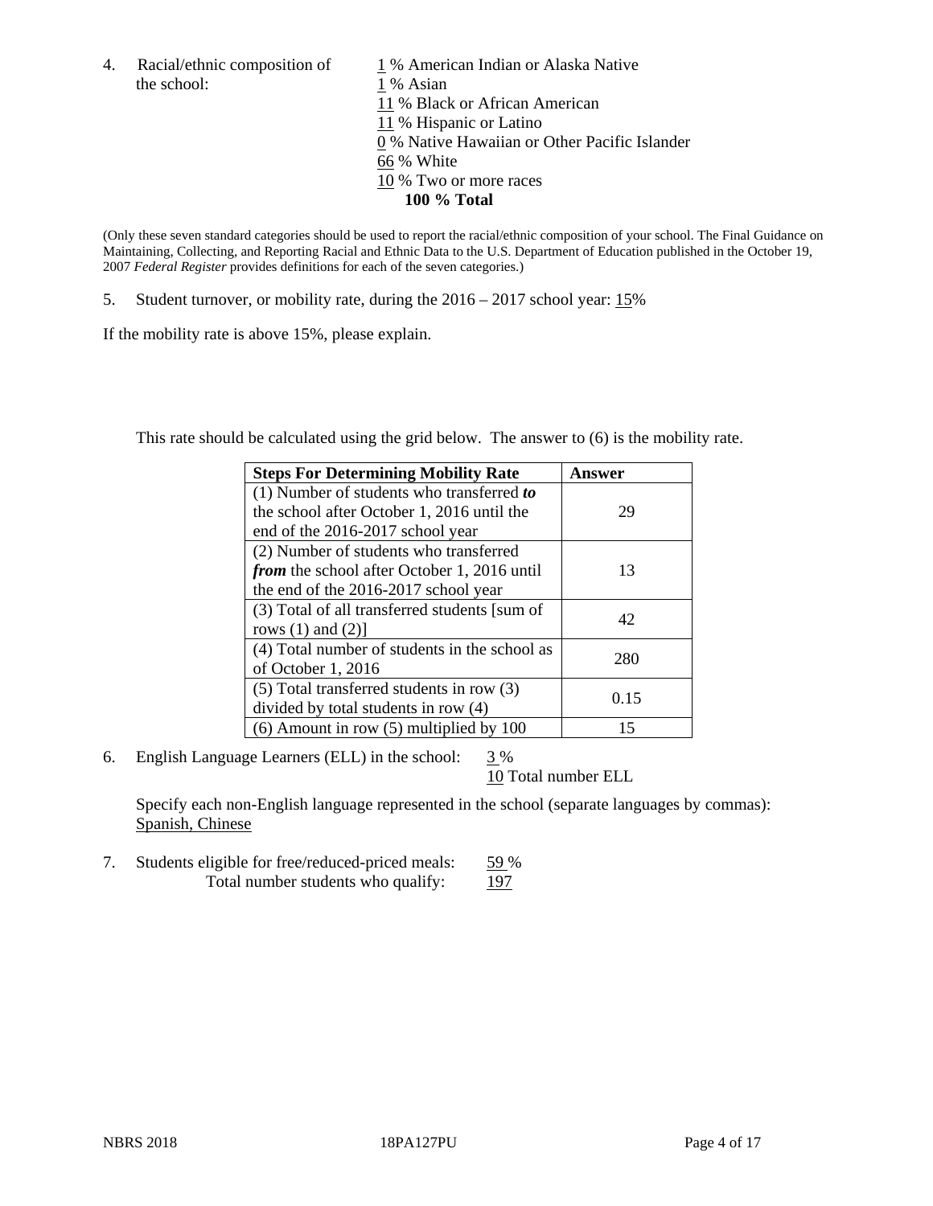4. Racial/ethnic composition of the school:

1 % American Indian or Alaska Native
1 % Asian
11 % Black or African American
11 % Hispanic or Latino
0 % Native Hawaiian or Other Pacific Islander
66 % White
10 % Two or more races
**100 % Total**

(Only these seven standard categories should be used to report the racial/ethnic composition of your school. The Final Guidance on Maintaining, Collecting, and Reporting Racial and Ethnic Data to the U.S. Department of Education published in the October 19, 2007 *Federal Register* provides definitions for each of the seven categories.)

5. Student turnover, or mobility rate, during the 2016 – 2017 school year: 15%

If the mobility rate is above 15%, please explain.

This rate should be calculated using the grid below. The answer to (6) is the mobility rate.

| **Steps For Determining Mobility Rate** | **Answer** |
|---|---|
| (1) Number of students who transferred ***to*** the school after October 1, 2016 until the end of the 2016-2017 school year | 29 |
| (2) Number of students who transferred ***from*** the school after October 1, 2016 until the end of the 2016-2017 school year | 13 |
| (3) Total of all transferred students [sum of rows (1) and (2)] | 42 |
| (4) Total number of students in the school as of October 1, 2016 | 280 |
| (5) Total transferred students in row (3) divided by total students in row (4) | 0.15 |
| (6) Amount in row (5) multiplied by 100 | 15 |

6. English Language Learners (ELL) in the school: 3 %
10 Total number ELL

Specify each non-English language represented in the school (separate languages by commas):
Spanish, Chinese

7. Students eligible for free/reduced-priced meals: 59 %
Total number students who qualify: 197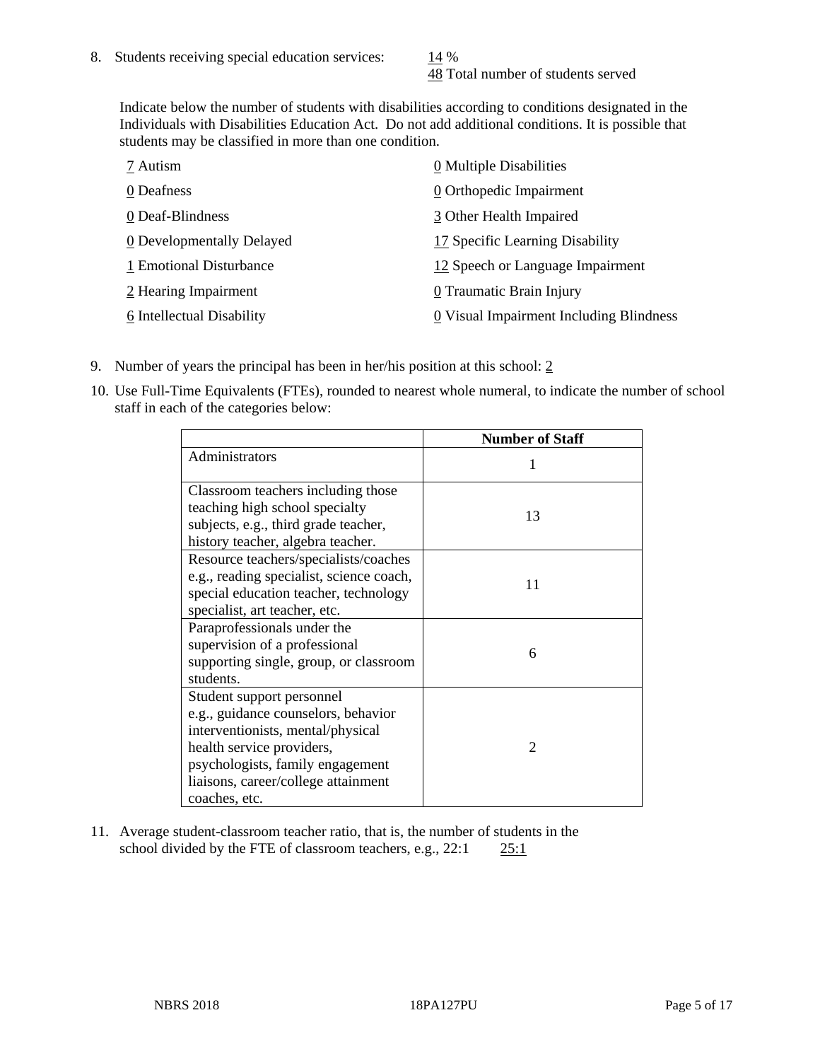8. Students receiving special education services: 14 %
   48 Total number of students served

   Indicate below the number of students with disabilities according to conditions designated in the Individuals with Disabilities Education Act. Do not add additional conditions. It is possible that students may be classified in more than one condition.

   7 Autism
   0 Deafness
   0 Deaf-Blindness
   0 Developmentally Delayed
   1 Emotional Disturbance
   2 Hearing Impairment
   6 Intellectual Disability
   0 Multiple Disabilities
   0 Orthopedic Impairment
   3 Other Health Impaired
   17 Specific Learning Disability
   12 Speech or Language Impairment
   0 Traumatic Brain Injury
   0 Visual Impairment Including Blindness

9. Number of years the principal has been in her/his position at this school: 2

10. Use Full-Time Equivalents (FTEs), rounded to nearest whole numeral, to indicate the number of school staff in each of the categories below:

| | Number of Staff |
|---|---|
| Administrators | 1 |
| Classroom teachers including those teaching high school specialty subjects, e.g., third grade teacher, history teacher, algebra teacher. | 13 |
| Resource teachers/specialists/coaches e.g., reading specialist, science coach, special education teacher, technology specialist, art teacher, etc. | 11 |
| Paraprofessionals under the supervision of a professional supporting single, group, or classroom students. | 6 |
| Student support personnel e.g., guidance counselors, behavior interventionists, mental/physical health service providers, psychologists, family engagement liaisons, career/college attainment coaches, etc. | 2 |

11. Average student-classroom teacher ratio, that is, the number of students in the school divided by the FTE of classroom teachers, e.g., 22:1 25:1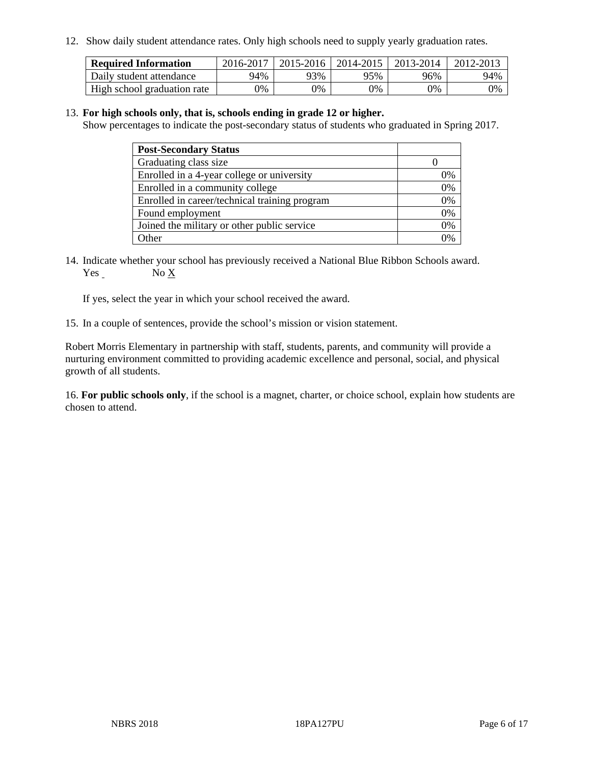12. Show daily student attendance rates. Only high schools need to supply yearly graduation rates.

| Required Information | 2016-2017 | 2015-2016 | 2014-2015 | 2013-2014 | 2012-2013 |
|---|---|---|---|---|---|
| Daily student attendance | 94% | 93% | 95% | 96% | 94% |
| High school graduation rate | 0% | 0% | 0% | 0% | 0% |

13. **For high schools only, that is, schools ending in grade 12 or higher.**
Show percentages to indicate the post-secondary status of students who graduated in Spring 2017.

| Post-Secondary Status | |
|---|---|
| Graduating class size | 0 |
| Enrolled in a 4-year college or university | 0% |
| Enrolled in a community college | 0% |
| Enrolled in career/technical training program | 0% |
| Found employment | 0% |
| Joined the military or other public service | 0% |
| Other | 0% |

14. Indicate whether your school has previously received a National Blue Ribbon Schools award.
Yes No X

If yes, select the year in which your school received the award.

15. In a couple of sentences, provide the school's mission or vision statement.

Robert Morris Elementary in partnership with staff, students, parents, and community will provide a nurturing environment committed to providing academic excellence and personal, social, and physical growth of all students.

16. **For public schools only**, if the school is a magnet, charter, or choice school, explain how students are chosen to attend.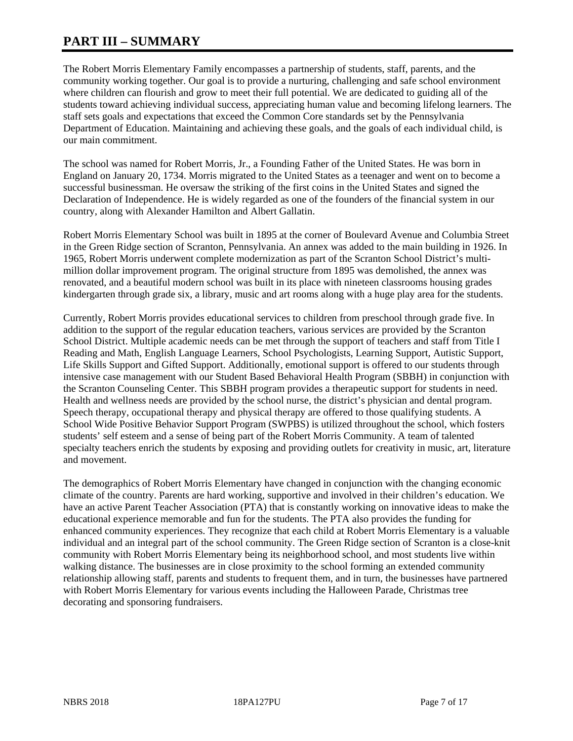# PART III – SUMMARY

The Robert Morris Elementary Family encompasses a partnership of students, staff, parents, and the community working together. Our goal is to provide a nurturing, challenging and safe school environment where children can flourish and grow to meet their full potential. We are dedicated to guiding all of the students toward achieving individual success, appreciating human value and becoming lifelong learners. The staff sets goals and expectations that exceed the Common Core standards set by the Pennsylvania Department of Education. Maintaining and achieving these goals, and the goals of each individual child, is our main commitment.

The school was named for Robert Morris, Jr., a Founding Father of the United States. He was born in England on January 20, 1734. Morris migrated to the United States as a teenager and went on to become a successful businessman. He oversaw the striking of the first coins in the United States and signed the Declaration of Independence. He is widely regarded as one of the founders of the financial system in our country, along with Alexander Hamilton and Albert Gallatin.

Robert Morris Elementary School was built in 1895 at the corner of Boulevard Avenue and Columbia Street in the Green Ridge section of Scranton, Pennsylvania. An annex was added to the main building in 1926. In 1965, Robert Morris underwent complete modernization as part of the Scranton School District's multi-million dollar improvement program. The original structure from 1895 was demolished, the annex was renovated, and a beautiful modern school was built in its place with nineteen classrooms housing grades kindergarten through grade six, a library, music and art rooms along with a huge play area for the students.

Currently, Robert Morris provides educational services to children from preschool through grade five. In addition to the support of the regular education teachers, various services are provided by the Scranton School District. Multiple academic needs can be met through the support of teachers and staff from Title I Reading and Math, English Language Learners, School Psychologists, Learning Support, Autistic Support, Life Skills Support and Gifted Support. Additionally, emotional support is offered to our students through intensive case management with our Student Based Behavioral Health Program (SBBH) in conjunction with the Scranton Counseling Center. This SBBH program provides a therapeutic support for students in need. Health and wellness needs are provided by the school nurse, the district's physician and dental program. Speech therapy, occupational therapy and physical therapy are offered to those qualifying students. A School Wide Positive Behavior Support Program (SWPBS) is utilized throughout the school, which fosters students' self esteem and a sense of being part of the Robert Morris Community. A team of talented specialty teachers enrich the students by exposing and providing outlets for creativity in music, art, literature and movement.

The demographics of Robert Morris Elementary have changed in conjunction with the changing economic climate of the country. Parents are hard working, supportive and involved in their children's education. We have an active Parent Teacher Association (PTA) that is constantly working on innovative ideas to make the educational experience memorable and fun for the students. The PTA also provides the funding for enhanced community experiences. They recognize that each child at Robert Morris Elementary is a valuable individual and an integral part of the school community. The Green Ridge section of Scranton is a close-knit community with Robert Morris Elementary being its neighborhood school, and most students live within walking distance. The businesses are in close proximity to the school forming an extended community relationship allowing staff, parents and students to frequent them, and in turn, the businesses have partnered with Robert Morris Elementary for various events including the Halloween Parade, Christmas tree decorating and sponsoring fundraisers.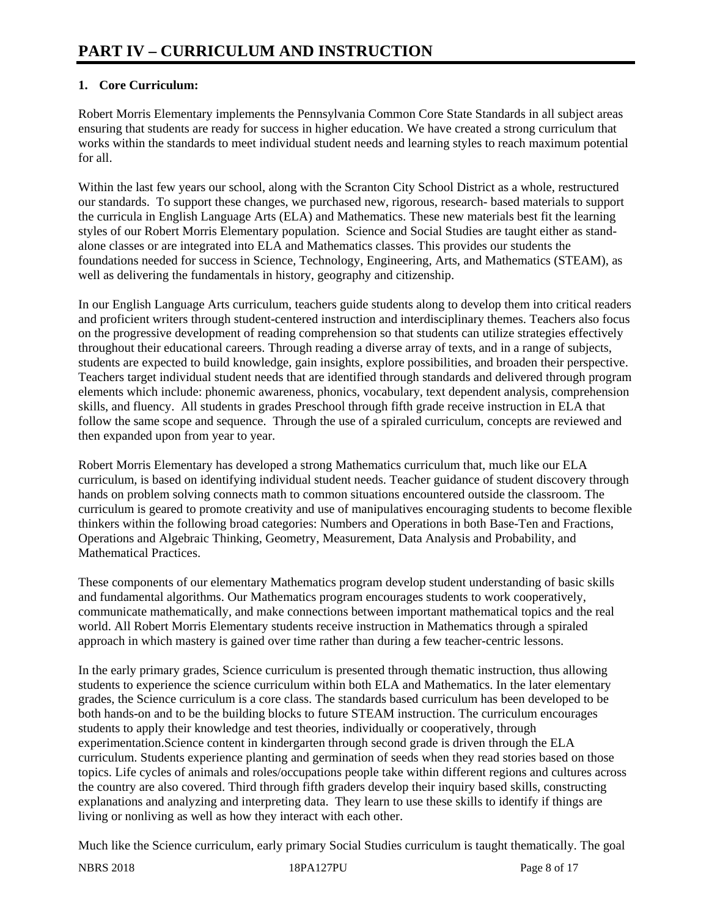# PART IV – CURRICULUM AND INSTRUCTION

**1. Core Curriculum:**

Robert Morris Elementary implements the Pennsylvania Common Core State Standards in all subject areas ensuring that students are ready for success in higher education. We have created a strong curriculum that works within the standards to meet individual student needs and learning styles to reach maximum potential for all.

Within the last few years our school, along with the Scranton City School District as a whole, restructured our standards. To support these changes, we purchased new, rigorous, research- based materials to support the curricula in English Language Arts (ELA) and Mathematics. These new materials best fit the learning styles of our Robert Morris Elementary population. Science and Social Studies are taught either as stand-alone classes or are integrated into ELA and Mathematics classes. This provides our students the foundations needed for success in Science, Technology, Engineering, Arts, and Mathematics (STEAM), as well as delivering the fundamentals in history, geography and citizenship.

In our English Language Arts curriculum, teachers guide students along to develop them into critical readers and proficient writers through student-centered instruction and interdisciplinary themes. Teachers also focus on the progressive development of reading comprehension so that students can utilize strategies effectively throughout their educational careers. Through reading a diverse array of texts, and in a range of subjects, students are expected to build knowledge, gain insights, explore possibilities, and broaden their perspective. Teachers target individual student needs that are identified through standards and delivered through program elements which include: phonemic awareness, phonics, vocabulary, text dependent analysis, comprehension skills, and fluency. All students in grades Preschool through fifth grade receive instruction in ELA that follow the same scope and sequence. Through the use of a spiraled curriculum, concepts are reviewed and then expanded upon from year to year.

Robert Morris Elementary has developed a strong Mathematics curriculum that, much like our ELA curriculum, is based on identifying individual student needs. Teacher guidance of student discovery through hands on problem solving connects math to common situations encountered outside the classroom. The curriculum is geared to promote creativity and use of manipulatives encouraging students to become flexible thinkers within the following broad categories: Numbers and Operations in both Base-Ten and Fractions, Operations and Algebraic Thinking, Geometry, Measurement, Data Analysis and Probability, and Mathematical Practices.

These components of our elementary Mathematics program develop student understanding of basic skills and fundamental algorithms. Our Mathematics program encourages students to work cooperatively, communicate mathematically, and make connections between important mathematical topics and the real world. All Robert Morris Elementary students receive instruction in Mathematics through a spiraled approach in which mastery is gained over time rather than during a few teacher-centric lessons.

In the early primary grades, Science curriculum is presented through thematic instruction, thus allowing students to experience the science curriculum within both ELA and Mathematics. In the later elementary grades, the Science curriculum is a core class. The standards based curriculum has been developed to be both hands-on and to be the building blocks to future STEAM instruction. The curriculum encourages students to apply their knowledge and test theories, individually or cooperatively, through experimentation.Science content in kindergarten through second grade is driven through the ELA curriculum. Students experience planting and germination of seeds when they read stories based on those topics. Life cycles of animals and roles/occupations people take within different regions and cultures across the country are also covered. Third through fifth graders develop their inquiry based skills, constructing explanations and analyzing and interpreting data. They learn to use these skills to identify if things are living or nonliving as well as how they interact with each other.

Much like the Science curriculum, early primary Social Studies curriculum is taught thematically. The goal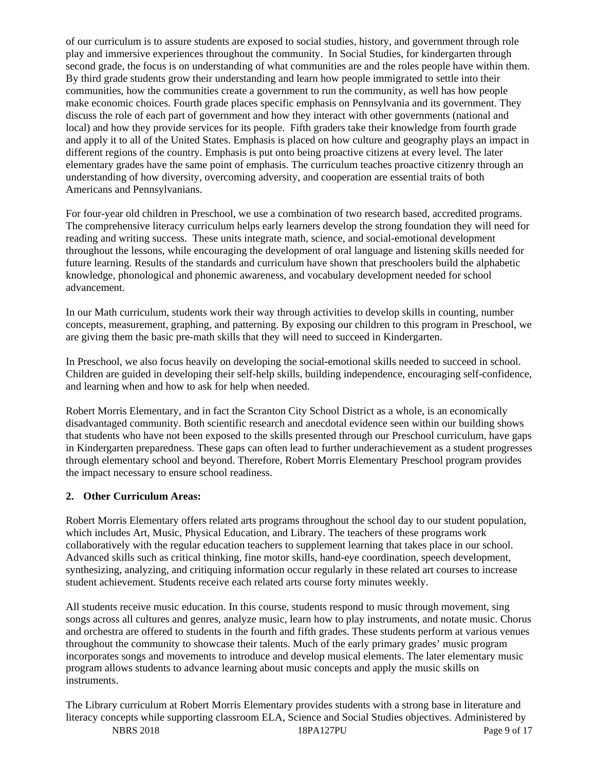of our curriculum is to assure students are exposed to social studies, history, and government through role play and immersive experiences throughout the community. In Social Studies, for kindergarten through second grade, the focus is on understanding of what communities are and the roles people have within them. By third grade students grow their understanding and learn how people immigrated to settle into their communities, how the communities create a government to run the community, as well has how people make economic choices. Fourth grade places specific emphasis on Pennsylvania and its government. They discuss the role of each part of government and how they interact with other governments (national and local) and how they provide services for its people. Fifth graders take their knowledge from fourth grade and apply it to all of the United States. Emphasis is placed on how culture and geography plays an impact in different regions of the country. Emphasis is put onto being proactive citizens at every level. The later elementary grades have the same point of emphasis. The curriculum teaches proactive citizenry through an understanding of how diversity, overcoming adversity, and cooperation are essential traits of both Americans and Pennsylvanians.

For four-year old children in Preschool, we use a combination of two research based, accredited programs. The comprehensive literacy curriculum helps early learners develop the strong foundation they will need for reading and writing success. These units integrate math, science, and social-emotional development throughout the lessons, while encouraging the development of oral language and listening skills needed for future learning. Results of the standards and curriculum have shown that preschoolers build the alphabetic knowledge, phonological and phonemic awareness, and vocabulary development needed for school advancement.

In our Math curriculum, students work their way through activities to develop skills in counting, number concepts, measurement, graphing, and patterning. By exposing our children to this program in Preschool, we are giving them the basic pre-math skills that they will need to succeed in Kindergarten.

In Preschool, we also focus heavily on developing the social-emotional skills needed to succeed in school. Children are guided in developing their self-help skills, building independence, encouraging self-confidence, and learning when and how to ask for help when needed.

Robert Morris Elementary, and in fact the Scranton City School District as a whole, is an economically disadvantaged community. Both scientific research and anecdotal evidence seen within our building shows that students who have not been exposed to the skills presented through our Preschool curriculum, have gaps in Kindergarten preparedness. These gaps can often lead to further underachievement as a student progresses through elementary school and beyond. Therefore, Robert Morris Elementary Preschool program provides the impact necessary to ensure school readiness.

**2. Other Curriculum Areas:**

Robert Morris Elementary offers related arts programs throughout the school day to our student population, which includes Art, Music, Physical Education, and Library. The teachers of these programs work collaboratively with the regular education teachers to supplement learning that takes place in our school. Advanced skills such as critical thinking, fine motor skills, hand-eye coordination, speech development, synthesizing, analyzing, and critiquing information occur regularly in these related art courses to increase student achievement. Students receive each related arts course forty minutes weekly.

All students receive music education. In this course, students respond to music through movement, sing songs across all cultures and genres, analyze music, learn how to play instruments, and notate music. Chorus and orchestra are offered to students in the fourth and fifth grades. These students perform at various venues throughout the community to showcase their talents. Much of the early primary grades' music program incorporates songs and movements to introduce and develop musical elements. The later elementary music program allows students to advance learning about music concepts and apply the music skills on instruments.

The Library curriculum at Robert Morris Elementary provides students with a strong base in literature and literacy concepts while supporting classroom ELA, Science and Social Studies objectives. Administered by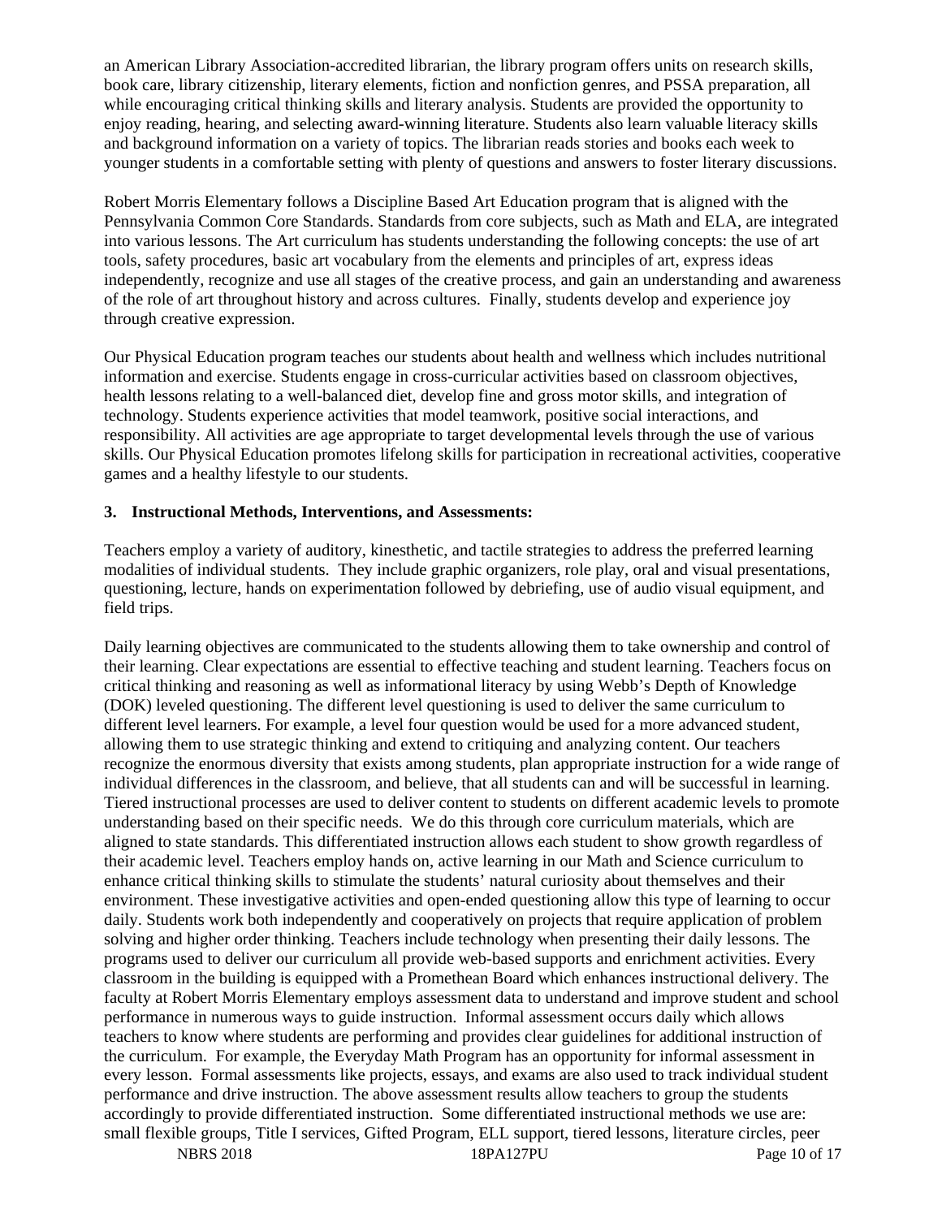an American Library Association-accredited librarian, the library program offers units on research skills, book care, library citizenship, literary elements, fiction and nonfiction genres, and PSSA preparation, all while encouraging critical thinking skills and literary analysis. Students are provided the opportunity to enjoy reading, hearing, and selecting award-winning literature. Students also learn valuable literacy skills and background information on a variety of topics. The librarian reads stories and books each week to younger students in a comfortable setting with plenty of questions and answers to foster literary discussions.

Robert Morris Elementary follows a Discipline Based Art Education program that is aligned with the Pennsylvania Common Core Standards. Standards from core subjects, such as Math and ELA, are integrated into various lessons. The Art curriculum has students understanding the following concepts: the use of art tools, safety procedures, basic art vocabulary from the elements and principles of art, express ideas independently, recognize and use all stages of the creative process, and gain an understanding and awareness of the role of art throughout history and across cultures. Finally, students develop and experience joy through creative expression.

Our Physical Education program teaches our students about health and wellness which includes nutritional information and exercise. Students engage in cross-curricular activities based on classroom objectives, health lessons relating to a well-balanced diet, develop fine and gross motor skills, and integration of technology. Students experience activities that model teamwork, positive social interactions, and responsibility. All activities are age appropriate to target developmental levels through the use of various skills. Our Physical Education promotes lifelong skills for participation in recreational activities, cooperative games and a healthy lifestyle to our students.

**3. Instructional Methods, Interventions, and Assessments:**

Teachers employ a variety of auditory, kinesthetic, and tactile strategies to address the preferred learning modalities of individual students. They include graphic organizers, role play, oral and visual presentations, questioning, lecture, hands on experimentation followed by debriefing, use of audio visual equipment, and field trips.

Daily learning objectives are communicated to the students allowing them to take ownership and control of their learning. Clear expectations are essential to effective teaching and student learning. Teachers focus on critical thinking and reasoning as well as informational literacy by using Webb's Depth of Knowledge (DOK) leveled questioning. The different level questioning is used to deliver the same curriculum to different level learners. For example, a level four question would be used for a more advanced student, allowing them to use strategic thinking and extend to critiquing and analyzing content. Our teachers recognize the enormous diversity that exists among students, plan appropriate instruction for a wide range of individual differences in the classroom, and believe, that all students can and will be successful in learning. Tiered instructional processes are used to deliver content to students on different academic levels to promote understanding based on their specific needs. We do this through core curriculum materials, which are aligned to state standards. This differentiated instruction allows each student to show growth regardless of their academic level. Teachers employ hands on, active learning in our Math and Science curriculum to enhance critical thinking skills to stimulate the students' natural curiosity about themselves and their environment. These investigative activities and open-ended questioning allow this type of learning to occur daily. Students work both independently and cooperatively on projects that require application of problem solving and higher order thinking. Teachers include technology when presenting their daily lessons. The programs used to deliver our curriculum all provide web-based supports and enrichment activities. Every classroom in the building is equipped with a Promethean Board which enhances instructional delivery. The faculty at Robert Morris Elementary employs assessment data to understand and improve student and school performance in numerous ways to guide instruction. Informal assessment occurs daily which allows teachers to know where students are performing and provides clear guidelines for additional instruction of the curriculum. For example, the Everyday Math Program has an opportunity for informal assessment in every lesson. Formal assessments like projects, essays, and exams are also used to track individual student performance and drive instruction. The above assessment results allow teachers to group the students accordingly to provide differentiated instruction. Some differentiated instructional methods we use are: small flexible groups, Title I services, Gifted Program, ELL support, tiered lessons, literature circles, peer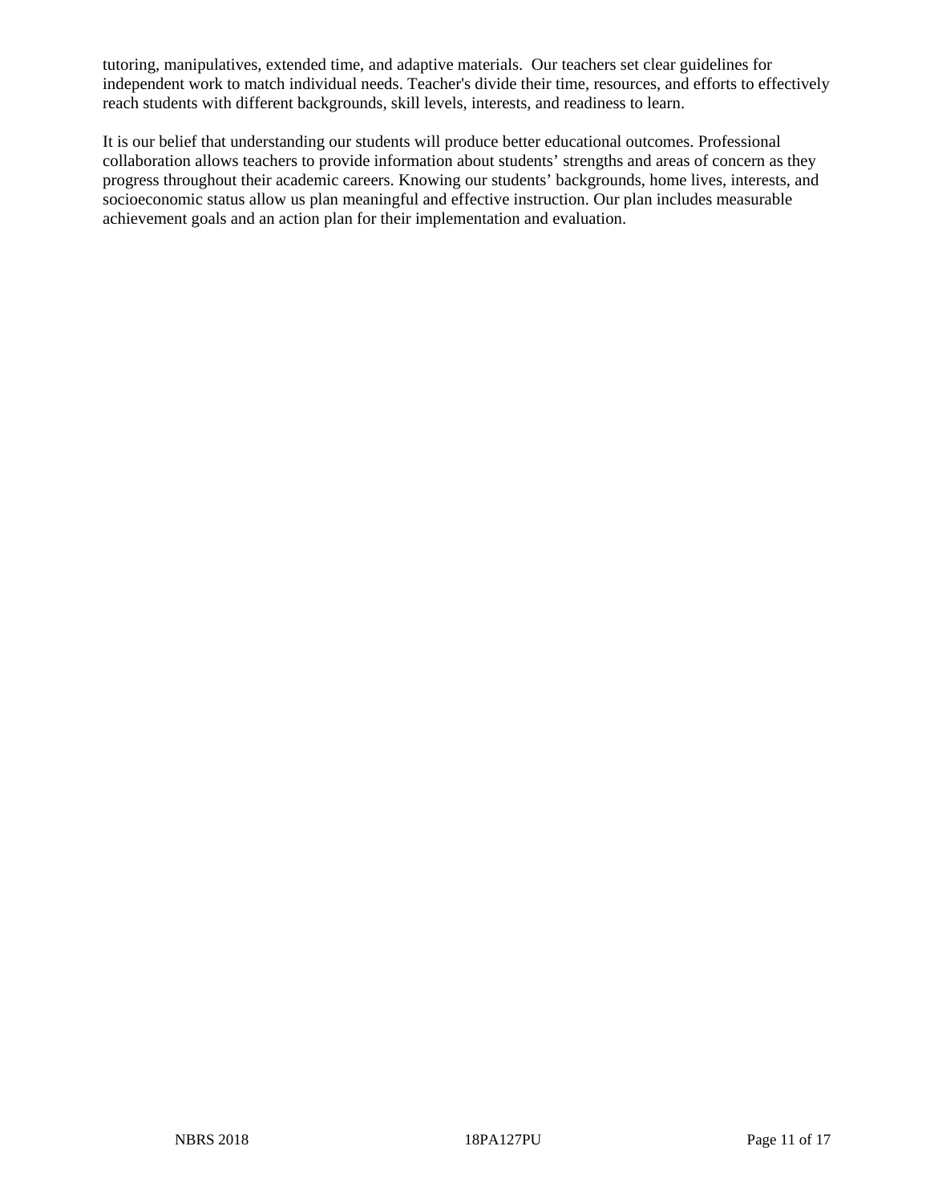tutoring, manipulatives, extended time, and adaptive materials. Our teachers set clear guidelines for independent work to match individual needs. Teacher's divide their time, resources, and efforts to effectively reach students with different backgrounds, skill levels, interests, and readiness to learn.

It is our belief that understanding our students will produce better educational outcomes. Professional collaboration allows teachers to provide information about students' strengths and areas of concern as they progress throughout their academic careers. Knowing our students' backgrounds, home lives, interests, and socioeconomic status allow us plan meaningful and effective instruction. Our plan includes measurable achievement goals and an action plan for their implementation and evaluation.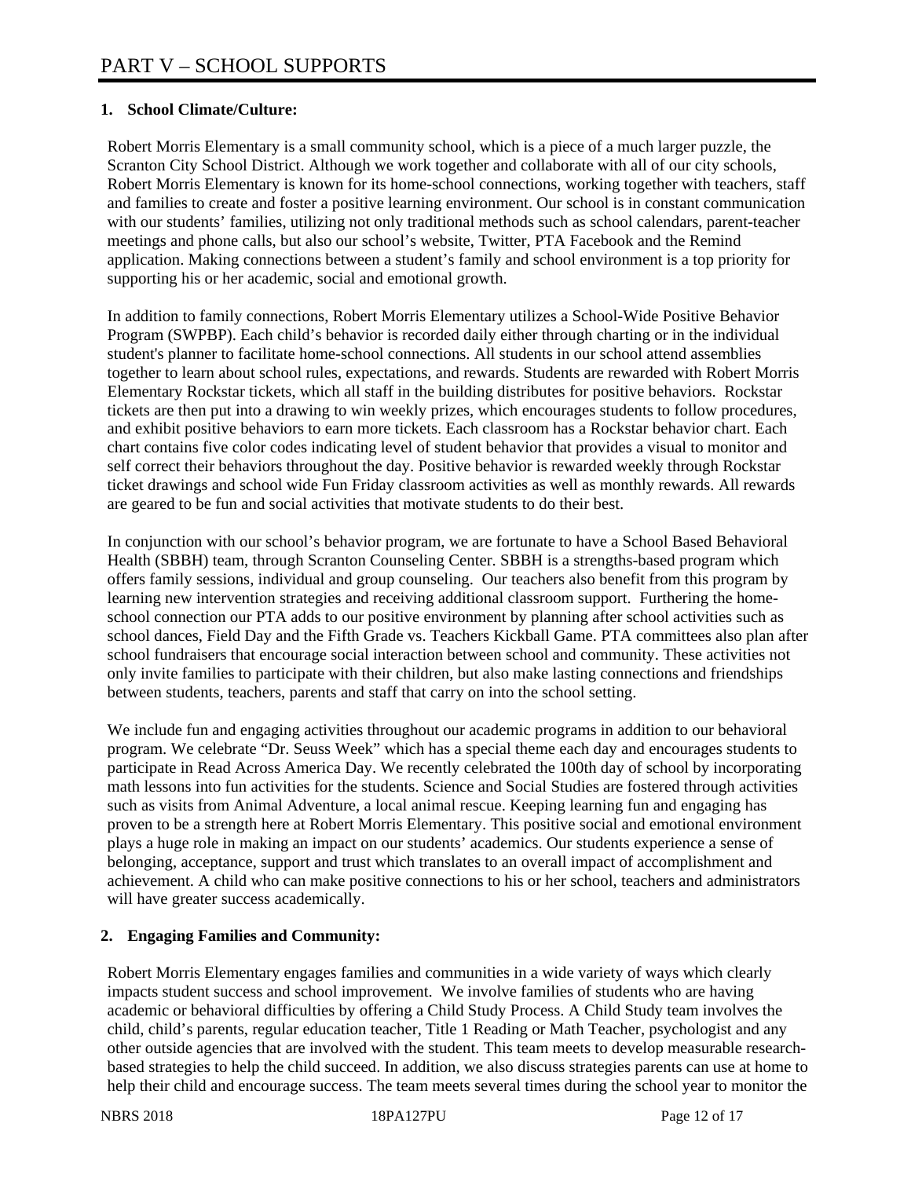# PART V – SCHOOL SUPPORTS

## 1. School Climate/Culture:

Robert Morris Elementary is a small community school, which is a piece of a much larger puzzle, the Scranton City School District. Although we work together and collaborate with all of our city schools, Robert Morris Elementary is known for its home-school connections, working together with teachers, staff and families to create and foster a positive learning environment. Our school is in constant communication with our students' families, utilizing not only traditional methods such as school calendars, parent-teacher meetings and phone calls, but also our school's website, Twitter, PTA Facebook and the Remind application. Making connections between a student's family and school environment is a top priority for supporting his or her academic, social and emotional growth.

In addition to family connections, Robert Morris Elementary utilizes a School-Wide Positive Behavior Program (SWPBP). Each child's behavior is recorded daily either through charting or in the individual student's planner to facilitate home-school connections. All students in our school attend assemblies together to learn about school rules, expectations, and rewards. Students are rewarded with Robert Morris Elementary Rockstar tickets, which all staff in the building distributes for positive behaviors. Rockstar tickets are then put into a drawing to win weekly prizes, which encourages students to follow procedures, and exhibit positive behaviors to earn more tickets. Each classroom has a Rockstar behavior chart. Each chart contains five color codes indicating level of student behavior that provides a visual to monitor and self correct their behaviors throughout the day. Positive behavior is rewarded weekly through Rockstar ticket drawings and school wide Fun Friday classroom activities as well as monthly rewards. All rewards are geared to be fun and social activities that motivate students to do their best.

In conjunction with our school's behavior program, we are fortunate to have a School Based Behavioral Health (SBBH) team, through Scranton Counseling Center. SBBH is a strengths-based program which offers family sessions, individual and group counseling. Our teachers also benefit from this program by learning new intervention strategies and receiving additional classroom support. Furthering the home-school connection our PTA adds to our positive environment by planning after school activities such as school dances, Field Day and the Fifth Grade vs. Teachers Kickball Game. PTA committees also plan after school fundraisers that encourage social interaction between school and community. These activities not only invite families to participate with their children, but also make lasting connections and friendships between students, teachers, parents and staff that carry on into the school setting.

We include fun and engaging activities throughout our academic programs in addition to our behavioral program. We celebrate "Dr. Seuss Week" which has a special theme each day and encourages students to participate in Read Across America Day. We recently celebrated the 100th day of school by incorporating math lessons into fun activities for the students. Science and Social Studies are fostered through activities such as visits from Animal Adventure, a local animal rescue. Keeping learning fun and engaging has proven to be a strength here at Robert Morris Elementary. This positive social and emotional environment plays a huge role in making an impact on our students' academics. Our students experience a sense of belonging, acceptance, support and trust which translates to an overall impact of accomplishment and achievement. A child who can make positive connections to his or her school, teachers and administrators will have greater success academically.

## 2. Engaging Families and Community:

Robert Morris Elementary engages families and communities in a wide variety of ways which clearly impacts student success and school improvement. We involve families of students who are having academic or behavioral difficulties by offering a Child Study Process. A Child Study team involves the child, child's parents, regular education teacher, Title 1 Reading or Math Teacher, psychologist and any other outside agencies that are involved with the student. This team meets to develop measurable research-based strategies to help the child succeed. In addition, we also discuss strategies parents can use at home to help their child and encourage success. The team meets several times during the school year to monitor the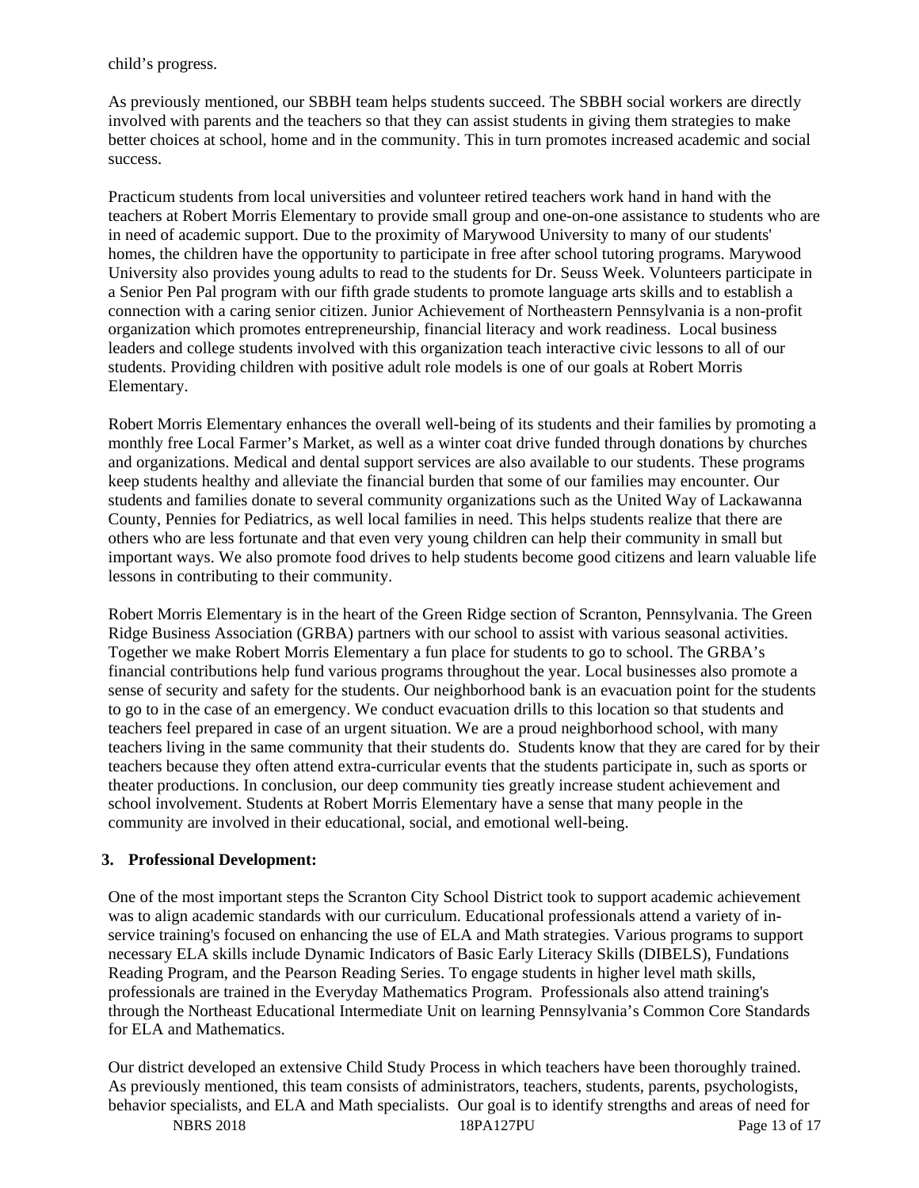child's progress.

As previously mentioned, our SBBH team helps students succeed. The SBBH social workers are directly involved with parents and the teachers so that they can assist students in giving them strategies to make better choices at school, home and in the community. This in turn promotes increased academic and social success.

Practicum students from local universities and volunteer retired teachers work hand in hand with the teachers at Robert Morris Elementary to provide small group and one-on-one assistance to students who are in need of academic support. Due to the proximity of Marywood University to many of our students' homes, the children have the opportunity to participate in free after school tutoring programs. Marywood University also provides young adults to read to the students for Dr. Seuss Week. Volunteers participate in a Senior Pen Pal program with our fifth grade students to promote language arts skills and to establish a connection with a caring senior citizen. Junior Achievement of Northeastern Pennsylvania is a non-profit organization which promotes entrepreneurship, financial literacy and work readiness. Local business leaders and college students involved with this organization teach interactive civic lessons to all of our students. Providing children with positive adult role models is one of our goals at Robert Morris Elementary.

Robert Morris Elementary enhances the overall well-being of its students and their families by promoting a monthly free Local Farmer's Market, as well as a winter coat drive funded through donations by churches and organizations. Medical and dental support services are also available to our students. These programs keep students healthy and alleviate the financial burden that some of our families may encounter. Our students and families donate to several community organizations such as the United Way of Lackawanna County, Pennies for Pediatrics, as well local families in need. This helps students realize that there are others who are less fortunate and that even very young children can help their community in small but important ways. We also promote food drives to help students become good citizens and learn valuable life lessons in contributing to their community.

Robert Morris Elementary is in the heart of the Green Ridge section of Scranton, Pennsylvania. The Green Ridge Business Association (GRBA) partners with our school to assist with various seasonal activities. Together we make Robert Morris Elementary a fun place for students to go to school. The GRBA's financial contributions help fund various programs throughout the year. Local businesses also promote a sense of security and safety for the students. Our neighborhood bank is an evacuation point for the students to go to in the case of an emergency. We conduct evacuation drills to this location so that students and teachers feel prepared in case of an urgent situation. We are a proud neighborhood school, with many teachers living in the same community that their students do. Students know that they are cared for by their teachers because they often attend extra-curricular events that the students participate in, such as sports or theater productions. In conclusion, our deep community ties greatly increase student achievement and school involvement. Students at Robert Morris Elementary have a sense that many people in the community are involved in their educational, social, and emotional well-being.

**3. Professional Development:**

One of the most important steps the Scranton City School District took to support academic achievement was to align academic standards with our curriculum. Educational professionals attend a variety of in-service training's focused on enhancing the use of ELA and Math strategies. Various programs to support necessary ELA skills include Dynamic Indicators of Basic Early Literacy Skills (DIBELS), Fundations Reading Program, and the Pearson Reading Series. To engage students in higher level math skills, professionals are trained in the Everyday Mathematics Program. Professionals also attend training's through the Northeast Educational Intermediate Unit on learning Pennsylvania's Common Core Standards for ELA and Mathematics.

Our district developed an extensive Child Study Process in which teachers have been thoroughly trained. As previously mentioned, this team consists of administrators, teachers, students, parents, psychologists, behavior specialists, and ELA and Math specialists. Our goal is to identify strengths and areas of need for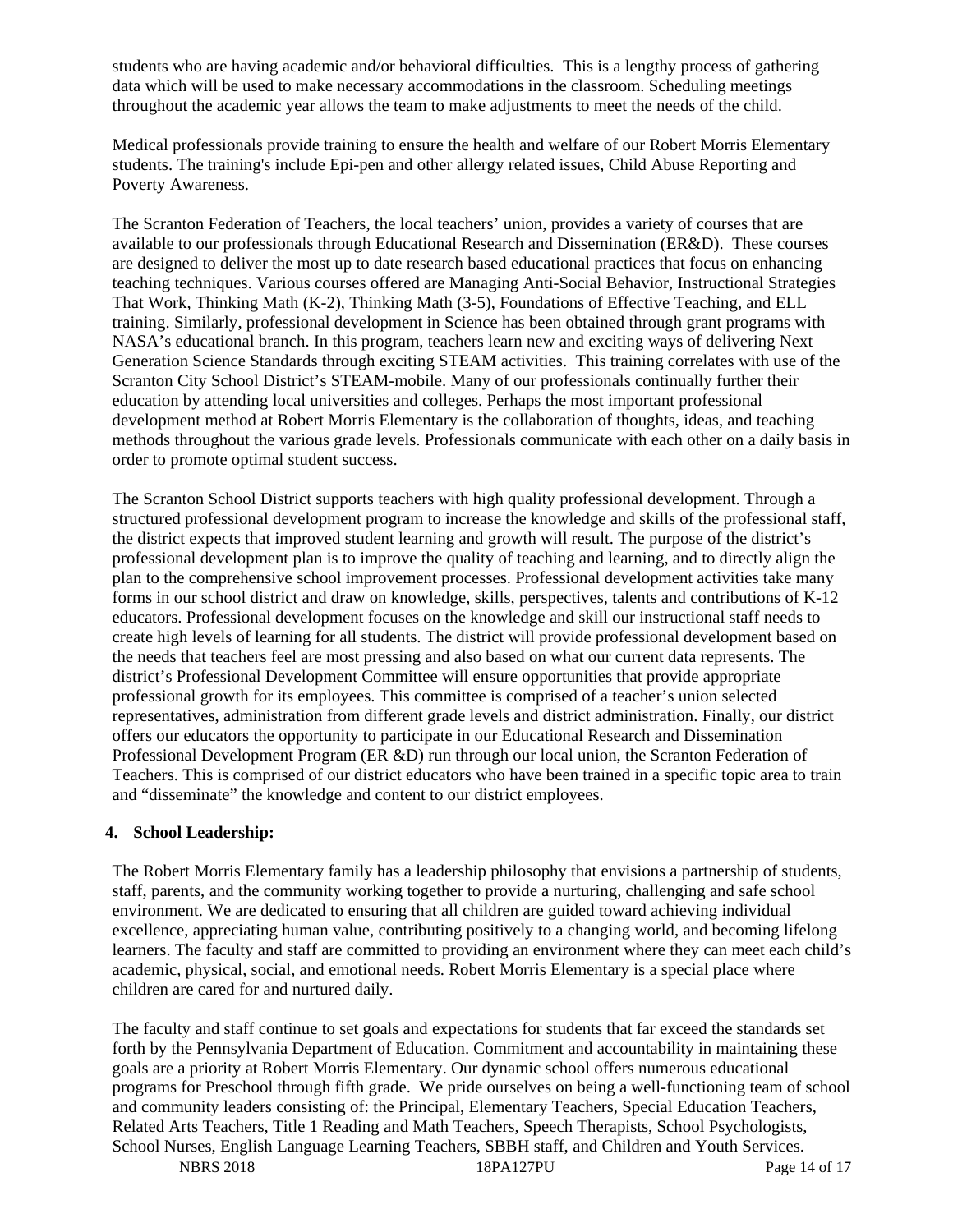students who are having academic and/or behavioral difficulties. This is a lengthy process of gathering data which will be used to make necessary accommodations in the classroom. Scheduling meetings throughout the academic year allows the team to make adjustments to meet the needs of the child.

Medical professionals provide training to ensure the health and welfare of our Robert Morris Elementary students. The training's include Epi-pen and other allergy related issues, Child Abuse Reporting and Poverty Awareness.

The Scranton Federation of Teachers, the local teachers' union, provides a variety of courses that are available to our professionals through Educational Research and Dissemination (ER&D). These courses are designed to deliver the most up to date research based educational practices that focus on enhancing teaching techniques. Various courses offered are Managing Anti-Social Behavior, Instructional Strategies That Work, Thinking Math (K-2), Thinking Math (3-5), Foundations of Effective Teaching, and ELL training. Similarly, professional development in Science has been obtained through grant programs with NASA's educational branch. In this program, teachers learn new and exciting ways of delivering Next Generation Science Standards through exciting STEAM activities. This training correlates with use of the Scranton City School District's STEAM-mobile. Many of our professionals continually further their education by attending local universities and colleges. Perhaps the most important professional development method at Robert Morris Elementary is the collaboration of thoughts, ideas, and teaching methods throughout the various grade levels. Professionals communicate with each other on a daily basis in order to promote optimal student success.

The Scranton School District supports teachers with high quality professional development. Through a structured professional development program to increase the knowledge and skills of the professional staff, the district expects that improved student learning and growth will result. The purpose of the district's professional development plan is to improve the quality of teaching and learning, and to directly align the plan to the comprehensive school improvement processes. Professional development activities take many forms in our school district and draw on knowledge, skills, perspectives, talents and contributions of K-12 educators. Professional development focuses on the knowledge and skill our instructional staff needs to create high levels of learning for all students. The district will provide professional development based on the needs that teachers feel are most pressing and also based on what our current data represents. The district's Professional Development Committee will ensure opportunities that provide appropriate professional growth for its employees. This committee is comprised of a teacher's union selected representatives, administration from different grade levels and district administration. Finally, our district offers our educators the opportunity to participate in our Educational Research and Dissemination Professional Development Program (ER &D) run through our local union, the Scranton Federation of Teachers. This is comprised of our district educators who have been trained in a specific topic area to train and "disseminate" the knowledge and content to our district employees.

**4. School Leadership:**

The Robert Morris Elementary family has a leadership philosophy that envisions a partnership of students, staff, parents, and the community working together to provide a nurturing, challenging and safe school environment. We are dedicated to ensuring that all children are guided toward achieving individual excellence, appreciating human value, contributing positively to a changing world, and becoming lifelong learners. The faculty and staff are committed to providing an environment where they can meet each child's academic, physical, social, and emotional needs. Robert Morris Elementary is a special place where children are cared for and nurtured daily.

The faculty and staff continue to set goals and expectations for students that far exceed the standards set forth by the Pennsylvania Department of Education. Commitment and accountability in maintaining these goals are a priority at Robert Morris Elementary. Our dynamic school offers numerous educational programs for Preschool through fifth grade. We pride ourselves on being a well-functioning team of school and community leaders consisting of: the Principal, Elementary Teachers, Special Education Teachers, Related Arts Teachers, Title 1 Reading and Math Teachers, Speech Therapists, School Psychologists, School Nurses, English Language Learning Teachers, SBBH staff, and Children and Youth Services.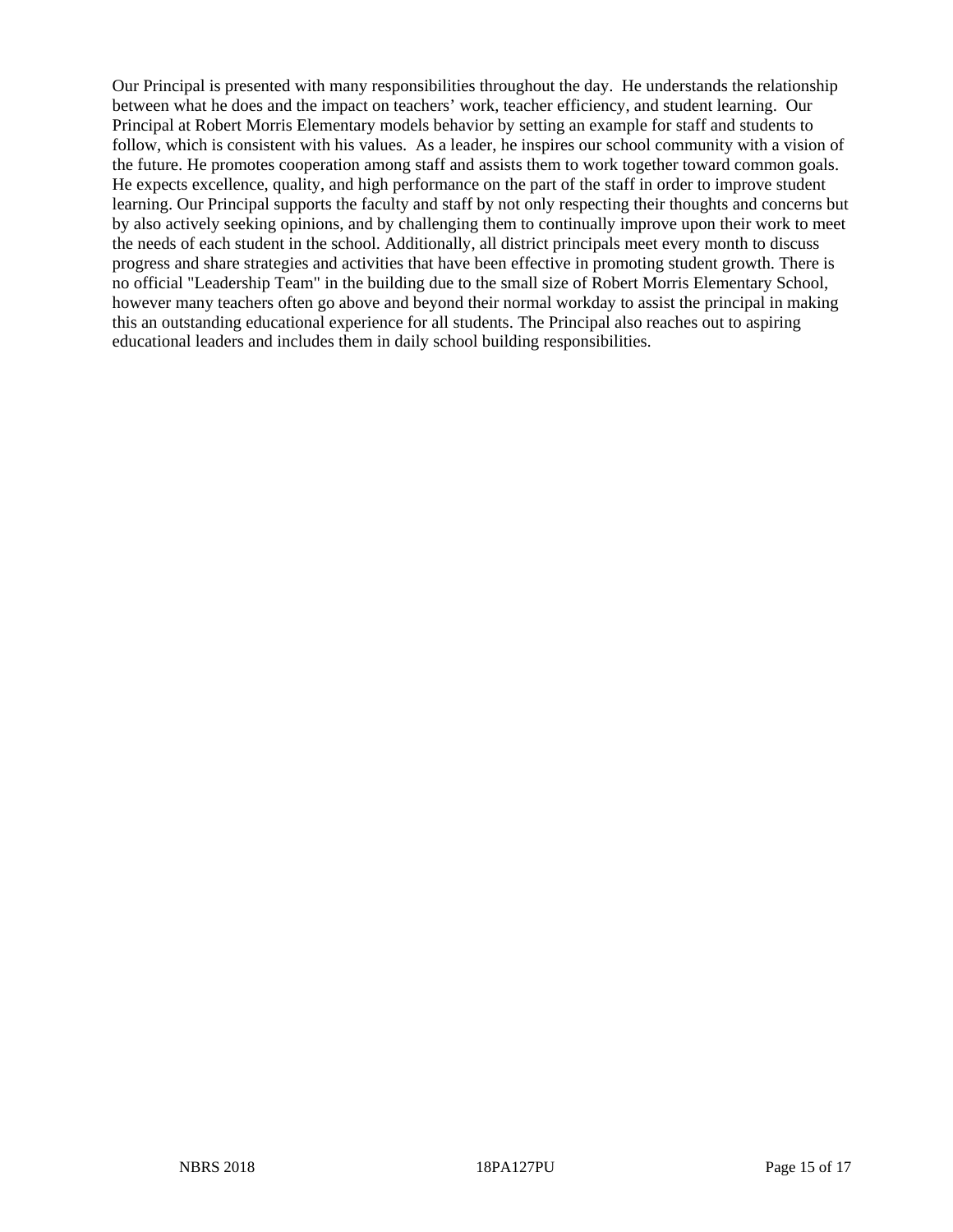Our Principal is presented with many responsibilities throughout the day. He understands the relationship between what he does and the impact on teachers' work, teacher efficiency, and student learning. Our Principal at Robert Morris Elementary models behavior by setting an example for staff and students to follow, which is consistent with his values. As a leader, he inspires our school community with a vision of the future. He promotes cooperation among staff and assists them to work together toward common goals. He expects excellence, quality, and high performance on the part of the staff in order to improve student learning. Our Principal supports the faculty and staff by not only respecting their thoughts and concerns but by also actively seeking opinions, and by challenging them to continually improve upon their work to meet the needs of each student in the school. Additionally, all district principals meet every month to discuss progress and share strategies and activities that have been effective in promoting student growth. There is no official "Leadership Team" in the building due to the small size of Robert Morris Elementary School, however many teachers often go above and beyond their normal workday to assist the principal in making this an outstanding educational experience for all students. The Principal also reaches out to aspiring educational leaders and includes them in daily school building responsibilities.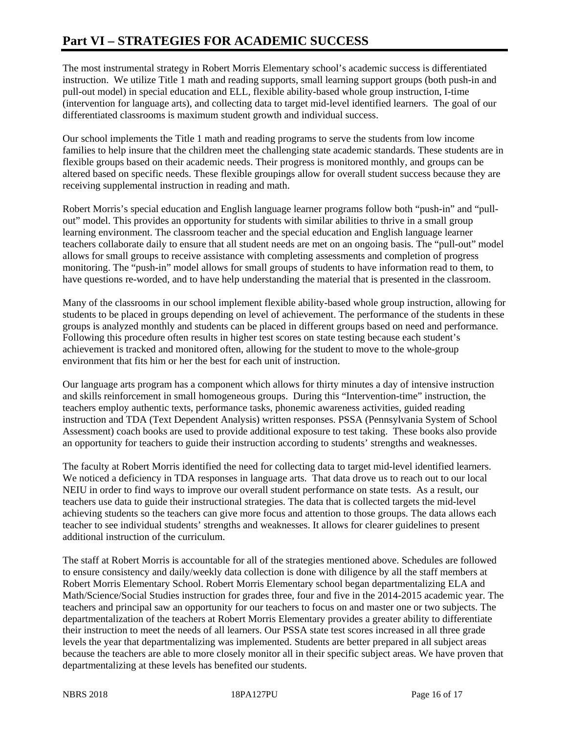# Part VI – STRATEGIES FOR ACADEMIC SUCCESS

The most instrumental strategy in Robert Morris Elementary school's academic success is differentiated instruction. We utilize Title 1 math and reading supports, small learning support groups (both push-in and pull-out model) in special education and ELL, flexible ability-based whole group instruction, I-time (intervention for language arts), and collecting data to target mid-level identified learners. The goal of our differentiated classrooms is maximum student growth and individual success.

Our school implements the Title 1 math and reading programs to serve the students from low income families to help insure that the children meet the challenging state academic standards. These students are in flexible groups based on their academic needs. Their progress is monitored monthly, and groups can be altered based on specific needs. These flexible groupings allow for overall student success because they are receiving supplemental instruction in reading and math.

Robert Morris's special education and English language learner programs follow both "push-in" and "pull-out" model. This provides an opportunity for students with similar abilities to thrive in a small group learning environment. The classroom teacher and the special education and English language learner teachers collaborate daily to ensure that all student needs are met on an ongoing basis. The "pull-out" model allows for small groups to receive assistance with completing assessments and completion of progress monitoring. The "push-in" model allows for small groups of students to have information read to them, to have questions re-worded, and to have help understanding the material that is presented in the classroom.

Many of the classrooms in our school implement flexible ability-based whole group instruction, allowing for students to be placed in groups depending on level of achievement. The performance of the students in these groups is analyzed monthly and students can be placed in different groups based on need and performance. Following this procedure often results in higher test scores on state testing because each student's achievement is tracked and monitored often, allowing for the student to move to the whole-group environment that fits him or her the best for each unit of instruction.

Our language arts program has a component which allows for thirty minutes a day of intensive instruction and skills reinforcement in small homogeneous groups. During this "Intervention-time" instruction, the teachers employ authentic texts, performance tasks, phonemic awareness activities, guided reading instruction and TDA (Text Dependent Analysis) written responses. PSSA (Pennsylvania System of School Assessment) coach books are used to provide additional exposure to test taking. These books also provide an opportunity for teachers to guide their instruction according to students' strengths and weaknesses.

The faculty at Robert Morris identified the need for collecting data to target mid-level identified learners. We noticed a deficiency in TDA responses in language arts. That data drove us to reach out to our local NEIU in order to find ways to improve our overall student performance on state tests. As a result, our teachers use data to guide their instructional strategies. The data that is collected targets the mid-level achieving students so the teachers can give more focus and attention to those groups. The data allows each teacher to see individual students' strengths and weaknesses. It allows for clearer guidelines to present additional instruction of the curriculum.

The staff at Robert Morris is accountable for all of the strategies mentioned above. Schedules are followed to ensure consistency and daily/weekly data collection is done with diligence by all the staff members at Robert Morris Elementary School. Robert Morris Elementary school began departmentalizing ELA and Math/Science/Social Studies instruction for grades three, four and five in the 2014-2015 academic year. The teachers and principal saw an opportunity for our teachers to focus on and master one or two subjects. The departmentalization of the teachers at Robert Morris Elementary provides a greater ability to differentiate their instruction to meet the needs of all learners. Our PSSA state test scores increased in all three grade levels the year that departmentalizing was implemented. Students are better prepared in all subject areas because the teachers are able to more closely monitor all in their specific subject areas. We have proven that departmentalizing at these levels has benefited our students.